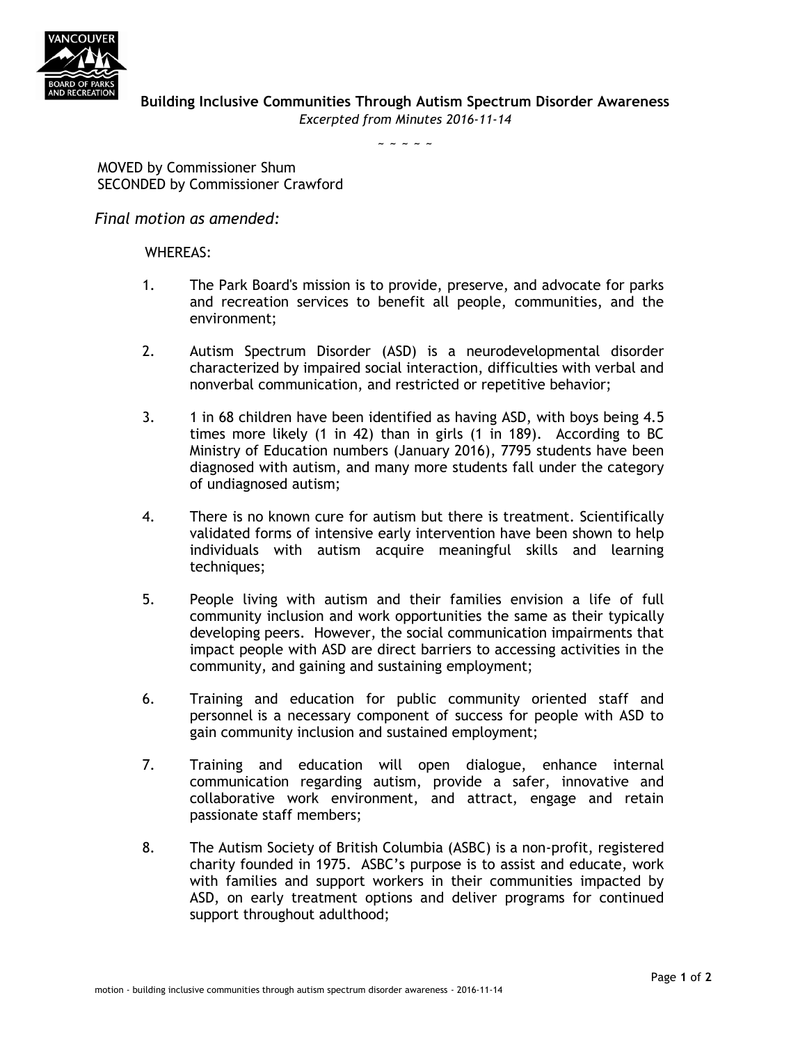**Building Inclusive Communities Through Autism Spectrum Disorder Awareness**
*Excerpted from Minutes 2016-11-14*

~ ~ ~ ~ ~

MOVED by Commissioner Shum
SECONDED by Commissioner Crawford

*Final motion as amended:*

WHEREAS:

1. The Park Board's mission is to provide, preserve, and advocate for parks and recreation services to benefit all people, communities, and the environment;

2. Autism Spectrum Disorder (ASD) is a neurodevelopmental disorder characterized by impaired social interaction, difficulties with verbal and nonverbal communication, and restricted or repetitive behavior;

3. 1 in 68 children have been identified as having ASD, with boys being 4.5 times more likely (1 in 42) than in girls (1 in 189). According to BC Ministry of Education numbers (January 2016), 7795 students have been diagnosed with autism, and many more students fall under the category of undiagnosed autism;

4. There is no known cure for autism but there is treatment. Scientifically validated forms of intensive early intervention have been shown to help individuals with autism acquire meaningful skills and learning techniques;

5. People living with autism and their families envision a life of full community inclusion and work opportunities the same as their typically developing peers. However, the social communication impairments that impact people with ASD are direct barriers to accessing activities in the community, and gaining and sustaining employment;

6. Training and education for public community oriented staff and personnel is a necessary component of success for people with ASD to gain community inclusion and sustained employment;

7. Training and education will open dialogue, enhance internal communication regarding autism, provide a safer, innovative and collaborative work environment, and attract, engage and retain passionate staff members;

8. The Autism Society of British Columbia (ASBC) is a non-profit, registered charity founded in 1975. ASBC's purpose is to assist and educate, work with families and support workers in their communities impacted by ASD, on early treatment options and deliver programs for continued support throughout adulthood;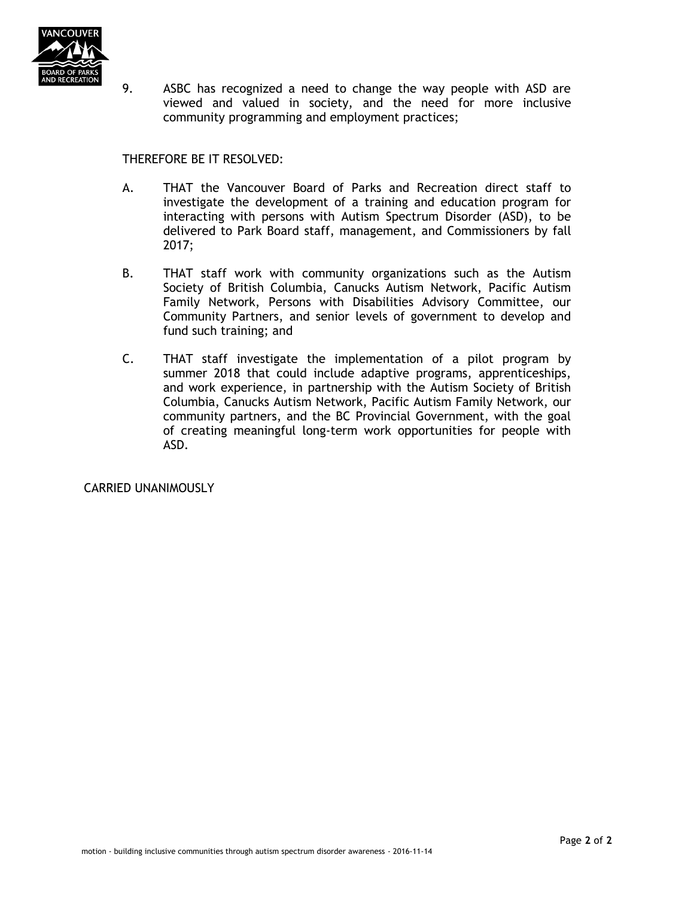9. ASBC has recognized a need to change the way people with ASD are viewed and valued in society, and the need for more inclusive community programming and employment practices;

THEREFORE BE IT RESOLVED:

A. THAT the Vancouver Board of Parks and Recreation direct staff to investigate the development of a training and education program for interacting with persons with Autism Spectrum Disorder (ASD), to be delivered to Park Board staff, management, and Commissioners by fall 2017;

B. THAT staff work with community organizations such as the Autism Society of British Columbia, Canucks Autism Network, Pacific Autism Family Network, Persons with Disabilities Advisory Committee, our Community Partners, and senior levels of government to develop and fund such training; and

C. THAT staff investigate the implementation of a pilot program by summer 2018 that could include adaptive programs, apprenticeships, and work experience, in partnership with the Autism Society of British Columbia, Canucks Autism Network, Pacific Autism Family Network, our community partners, and the BC Provincial Government, with the goal of creating meaningful long-term work opportunities for people with ASD.

CARRIED UNANIMOUSLY